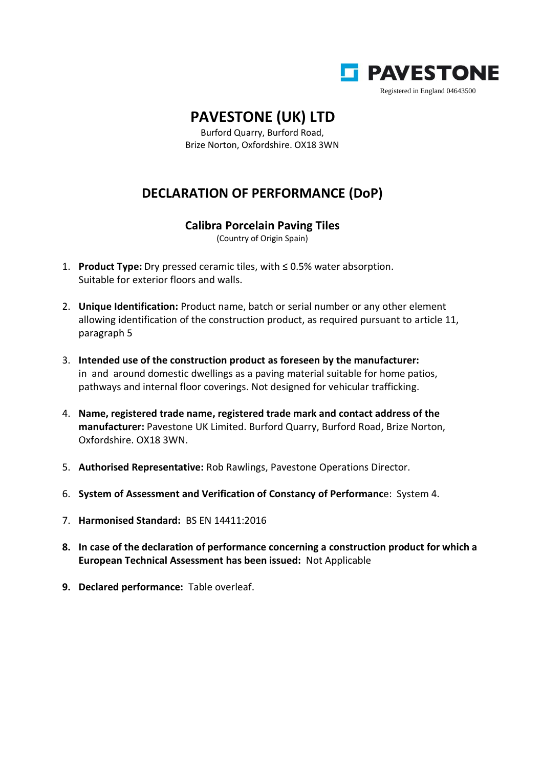**PAVESTONE**

Registered in England 04643500

# PAVESTONE (UK) LTD

Burford Quarry, Burford Road,
Brize Norton, Oxfordshire. OX18 3WN

## DECLARATION OF PERFORMANCE (DoP)

### Calibra Porcelain Paving Tiles

(Country of Origin Spain)

1. **Product Type:** Dry pressed ceramic tiles, with ≤ 0.5% water absorption.
   Suitable for exterior floors and walls.

2. **Unique Identification:** Product name, batch or serial number or any other element allowing identification of the construction product, as required pursuant to article 11, paragraph 5

3. **Intended use of the construction product as foreseen by the manufacturer:** in and around domestic dwellings as a paving material suitable for home patios, pathways and internal floor coverings. Not designed for vehicular trafficking.

4. **Name, registered trade name, registered trade mark and contact address of the manufacturer:** Pavestone UK Limited. Burford Quarry, Burford Road, Brize Norton, Oxfordshire. OX18 3WN.

5. **Authorised Representative:** Rob Rawlings, Pavestone Operations Director.

6. **System of Assessment and Verification of Constancy of Performanc**e: System 4.

7. **Harmonised Standard:** BS EN 14411:2016

8. **In case of the declaration of performance concerning a construction product for which a European Technical Assessment has been issued:** Not Applicable

9. **Declared performance:** Table overleaf.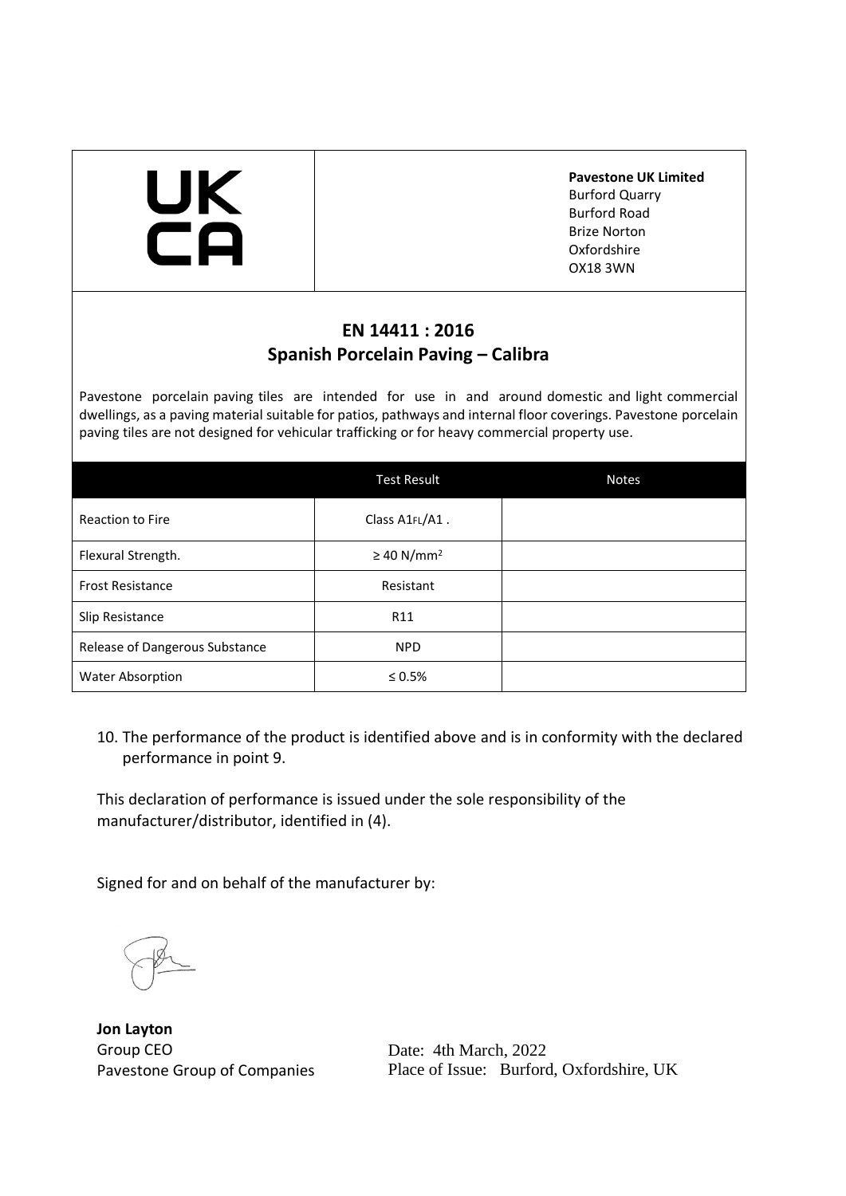UK
CA

**Pavestone UK Limited**
Burford Quarry
Burford Road
Brize Norton
Oxfordshire
OX18 3WN

## EN 14411 : 2016
## Spanish Porcelain Paving – Calibra

Pavestone porcelain paving tiles are intended for use in and around domestic and light commercial dwellings, as a paving material suitable for patios, pathways and internal floor coverings. Pavestone porcelain paving tiles are not designed for vehicular trafficking or for heavy commercial property use.

| | Test Result | Notes |
|---|---|---|
| Reaction to Fire | Class $A1_{FL}$/A1 . | |
| Flexural Strength. | ≥ 40 $N/mm^2$ | |
| Frost Resistance | Resistant | |
| Slip Resistance | R11 | |
| Release of Dangerous Substance | NPD | |
| Water Absorption | ≤ 0.5% | |

10. The performance of the product is identified above and is in conformity with the declared performance in point 9.

This declaration of performance is issued under the sole responsibility of the manufacturer/distributor, identified in (4).

Signed for and on behalf of the manufacturer by:

**Jon Layton**
Group CEO
Pavestone Group of Companies

Date: 4th March, 2022
Place of Issue: Burford, Oxfordshire, UK